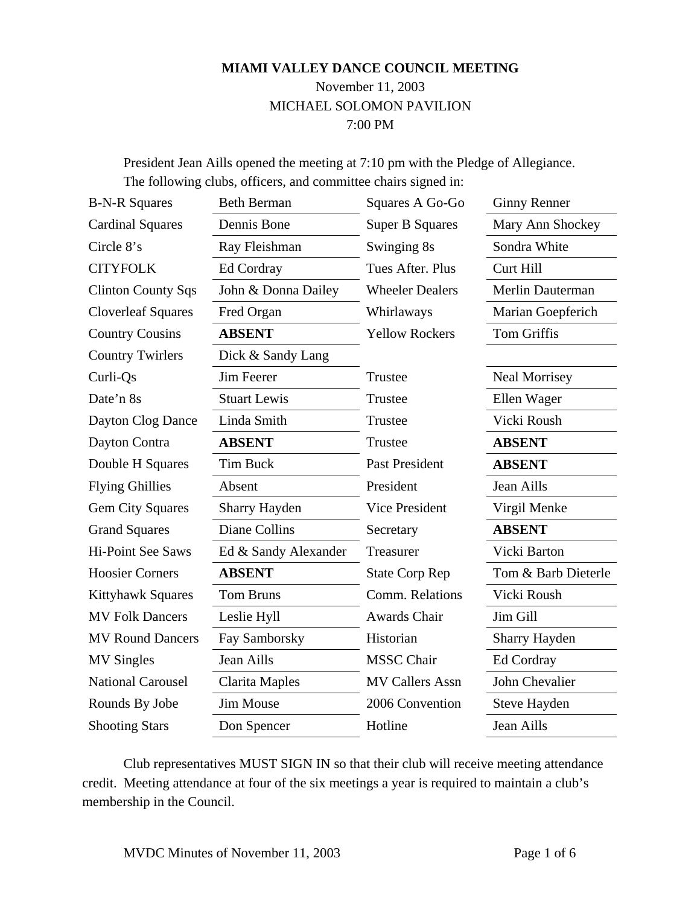**MIAMI VALLEY DANCE COUNCIL MEETING**

November 11, 2003

MICHAEL SOLOMON PAVILION

7:00 PM

President Jean Aills opened the meeting at 7:10 pm with the Pledge of Allegiance. The following clubs, officers, and committee chairs signed in:

| | | | |
|---|---|---|---|
| B-N-R Squares | Beth Berman | Squares A Go-Go | Ginny Renner |
| Cardinal Squares | Dennis Bone | Super B Squares | Mary Ann Shockey |
| Circle 8's | Ray Fleishman | Swinging 8s | Sondra White |
| CITYFOLK | Ed Cordray | Tues After. Plus | Curt Hill |
| Clinton County Sqs | John & Donna Dailey | Wheeler Dealers | Merlin Dauterman |
| Cloverleaf Squares | Fred Organ | Whirlaways | Marian Goepferich |
| Country Cousins | **ABSENT** | Yellow Rockers | Tom Griffis |
| Country Twirlers | Dick & Sandy Lang | | |
| Curli-Qs | Jim Feerer | Trustee | Neal Morrisey |
| Date'n 8s | Stuart Lewis | Trustee | Ellen Wager |
| Dayton Clog Dance | Linda Smith | Trustee | Vicki Roush |
| Dayton Contra | **ABSENT** | Trustee | **ABSENT** |
| Double H Squares | Tim Buck | Past President | **ABSENT** |
| Flying Ghillies | Absent | President | Jean Aills |
| Gem City Squares | Sharry Hayden | Vice President | Virgil Menke |
| Grand Squares | Diane Collins | Secretary | **ABSENT** |
| Hi-Point See Saws | Ed & Sandy Alexander | Treasurer | Vicki Barton |
| Hoosier Corners | **ABSENT** | State Corp Rep | Tom & Barb Dieterle |
| Kittyhawk Squares | Tom Bruns | Comm. Relations | Vicki Roush |
| MV Folk Dancers | Leslie Hyll | Awards Chair | Jim Gill |
| MV Round Dancers | Fay Samborsky | Historian | Sharry Hayden |
| MV Singles | Jean Aills | MSSC Chair | Ed Cordray |
| National Carousel | Clarita Maples | MV Callers Assn | John Chevalier |
| Rounds By Jobe | Jim Mouse | 2006 Convention | Steve Hayden |
| Shooting Stars | Don Spencer | Hotline | Jean Aills |

Club representatives MUST SIGN IN so that their club will receive meeting attendance credit. Meeting attendance at four of the six meetings a year is required to maintain a club's membership in the Council.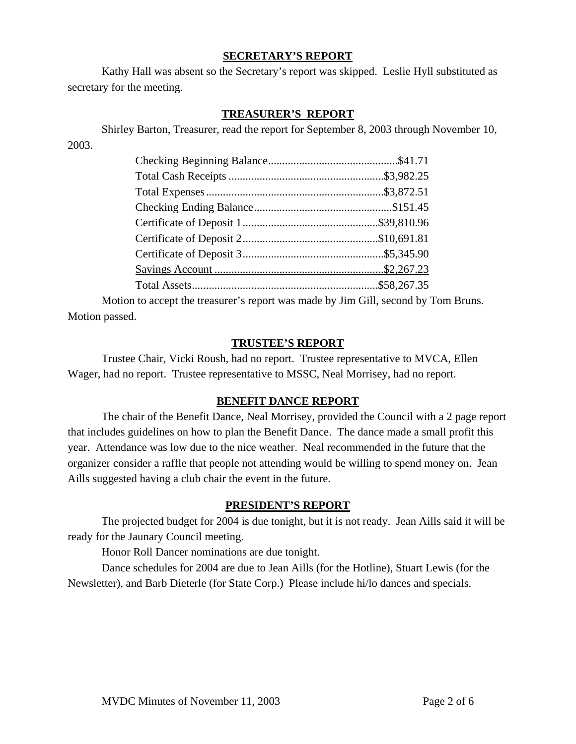## SECRETARY'S REPORT

Kathy Hall was absent so the Secretary's report was skipped. Leslie Hyll substituted as secretary for the meeting.

## TREASURER'S REPORT

Shirley Barton, Treasurer, read the report for September 8, 2003 through November 10, 2003.

| | |
|---|---|
| Checking Beginning Balance | $41.71 |
| Total Cash Receipts | $3,982.25 |
| Total Expenses | $3,872.51 |
| Checking Ending Balance | $151.45 |
| Certificate of Deposit 1 | $39,810.96 |
| Certificate of Deposit 2 | $10,691.81 |
| Certificate of Deposit 3 | $5,345.90 |
| Savings Account | $2,267.23 |
| Total Assets | $58,267.35 |

Motion to accept the treasurer's report was made by Jim Gill, second by Tom Bruns. Motion passed.

## TRUSTEE'S REPORT

Trustee Chair, Vicki Roush, had no report. Trustee representative to MVCA, Ellen Wager, had no report. Trustee representative to MSSC, Neal Morrisey, had no report.

## BENEFIT DANCE REPORT

The chair of the Benefit Dance, Neal Morrisey, provided the Council with a 2 page report that includes guidelines on how to plan the Benefit Dance. The dance made a small profit this year. Attendance was low due to the nice weather. Neal recommended in the future that the organizer consider a raffle that people not attending would be willing to spend money on. Jean Aills suggested having a club chair the event in the future.

## PRESIDENT'S REPORT

The projected budget for 2004 is due tonight, but it is not ready. Jean Aills said it will be ready for the Jaunary Council meeting.

Honor Roll Dancer nominations are due tonight.

Dance schedules for 2004 are due to Jean Aills (for the Hotline), Stuart Lewis (for the Newsletter), and Barb Dieterle (for State Corp.) Please include hi/lo dances and specials.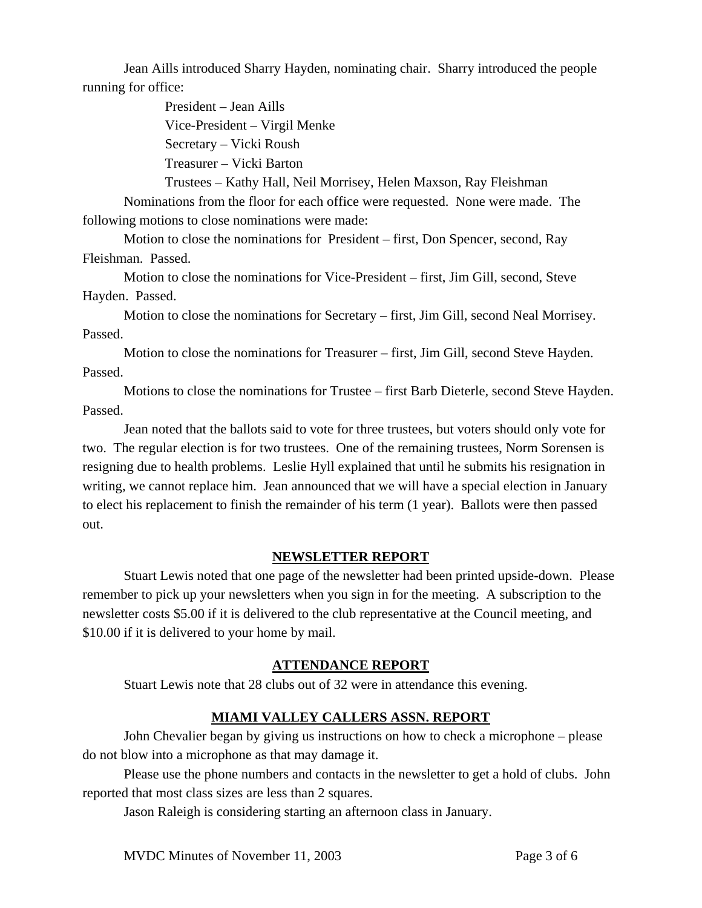Jean Aills introduced Sharry Hayden, nominating chair. Sharry introduced the people running for office:

President – Jean Aills

Vice-President – Virgil Menke

Secretary – Vicki Roush

Treasurer – Vicki Barton

Trustees – Kathy Hall, Neil Morrisey, Helen Maxson, Ray Fleishman

Nominations from the floor for each office were requested. None were made. The following motions to close nominations were made:

Motion to close the nominations for President – first, Don Spencer, second, Ray Fleishman. Passed.

Motion to close the nominations for Vice-President – first, Jim Gill, second, Steve Hayden. Passed.

Motion to close the nominations for Secretary – first, Jim Gill, second Neal Morrisey. Passed.

Motion to close the nominations for Treasurer – first, Jim Gill, second Steve Hayden. Passed.

Motions to close the nominations for Trustee – first Barb Dieterle, second Steve Hayden. Passed.

Jean noted that the ballots said to vote for three trustees, but voters should only vote for two. The regular election is for two trustees. One of the remaining trustees, Norm Sorensen is resigning due to health problems. Leslie Hyll explained that until he submits his resignation in writing, we cannot replace him. Jean announced that we will have a special election in January to elect his replacement to finish the remainder of his term (1 year). Ballots were then passed out.

## NEWSLETTER REPORT

Stuart Lewis noted that one page of the newsletter had been printed upside-down. Please remember to pick up your newsletters when you sign in for the meeting. A subscription to the newsletter costs $5.00 if it is delivered to the club representative at the Council meeting, and $10.00 if it is delivered to your home by mail.

## ATTENDANCE REPORT

Stuart Lewis note that 28 clubs out of 32 were in attendance this evening.

## MIAMI VALLEY CALLERS ASSN. REPORT

John Chevalier began by giving us instructions on how to check a microphone – please do not blow into a microphone as that may damage it.

Please use the phone numbers and contacts in the newsletter to get a hold of clubs. John reported that most class sizes are less than 2 squares.

Jason Raleigh is considering starting an afternoon class in January.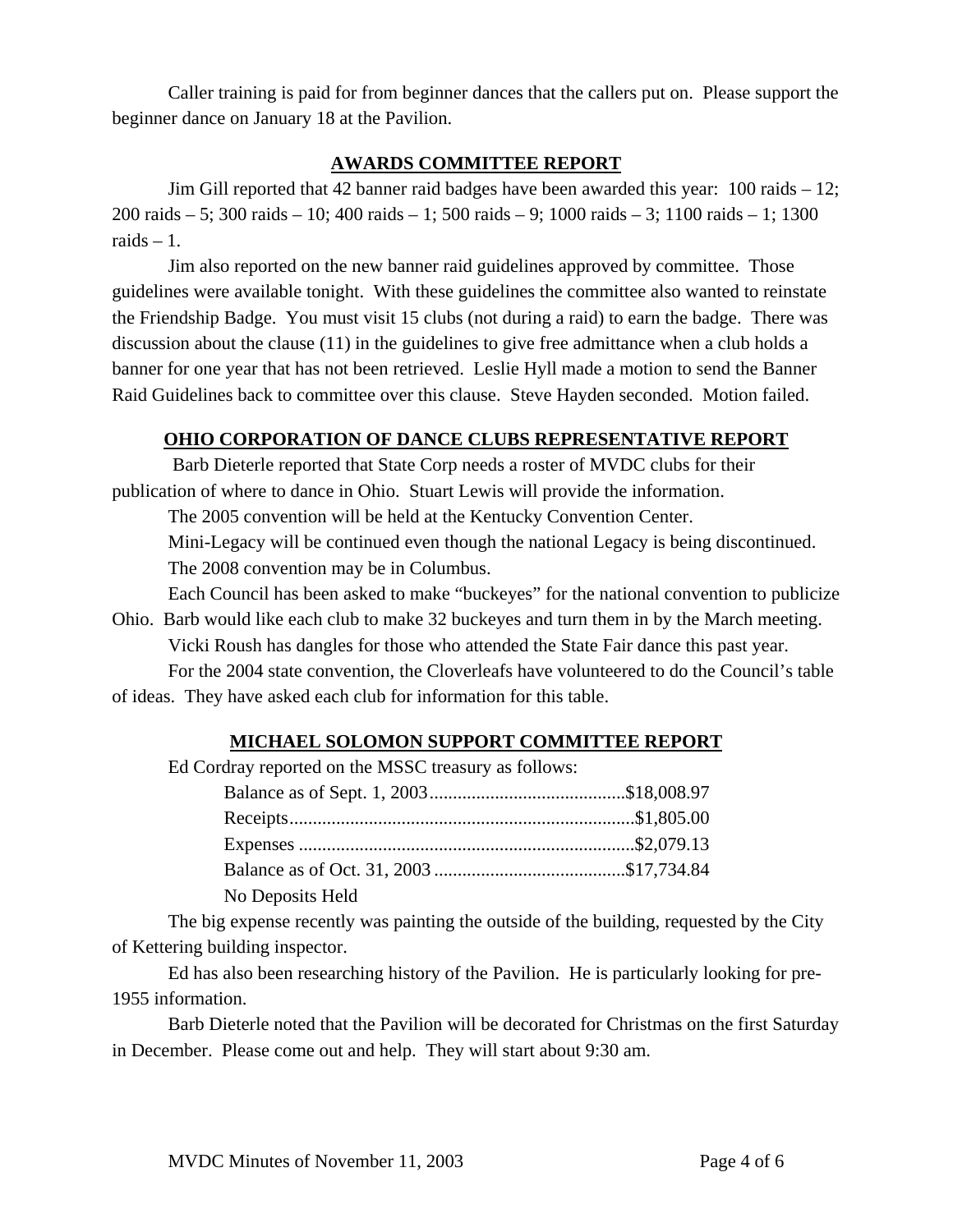Caller training is paid for from beginner dances that the callers put on. Please support the beginner dance on January 18 at the Pavilion.

## AWARDS COMMITTEE REPORT

Jim Gill reported that 42 banner raid badges have been awarded this year: 100 raids – 12; 200 raids – 5; 300 raids – 10; 400 raids – 1; 500 raids – 9; 1000 raids – 3; 1100 raids – 1; 1300 raids – 1.

Jim also reported on the new banner raid guidelines approved by committee. Those guidelines were available tonight. With these guidelines the committee also wanted to reinstate the Friendship Badge. You must visit 15 clubs (not during a raid) to earn the badge. There was discussion about the clause (11) in the guidelines to give free admittance when a club holds a banner for one year that has not been retrieved. Leslie Hyll made a motion to send the Banner Raid Guidelines back to committee over this clause. Steve Hayden seconded. Motion failed.

## OHIO CORPORATION OF DANCE CLUBS REPRESENTATIVE REPORT

Barb Dieterle reported that State Corp needs a roster of MVDC clubs for their publication of where to dance in Ohio. Stuart Lewis will provide the information.

The 2005 convention will be held at the Kentucky Convention Center.

Mini-Legacy will be continued even though the national Legacy is being discontinued.

The 2008 convention may be in Columbus.

Each Council has been asked to make "buckeyes" for the national convention to publicize Ohio. Barb would like each club to make 32 buckeyes and turn them in by the March meeting.

Vicki Roush has dangles for those who attended the State Fair dance this past year.

For the 2004 state convention, the Cloverleafs have volunteered to do the Council's table of ideas. They have asked each club for information for this table.

## MICHAEL SOLOMON SUPPORT COMMITTEE REPORT

Ed Cordray reported on the MSSC treasury as follows:

| | |
|---|---|
| Balance as of Sept. 1, 2003 | $18,008.97 |
| Receipts | $1,805.00 |
| Expenses | $2,079.13 |
| Balance as of Oct. 31, 2003 | $17,734.84 |
| No Deposits Held | |

The big expense recently was painting the outside of the building, requested by the City of Kettering building inspector.

Ed has also been researching history of the Pavilion. He is particularly looking for pre-1955 information.

Barb Dieterle noted that the Pavilion will be decorated for Christmas on the first Saturday in December. Please come out and help. They will start about 9:30 am.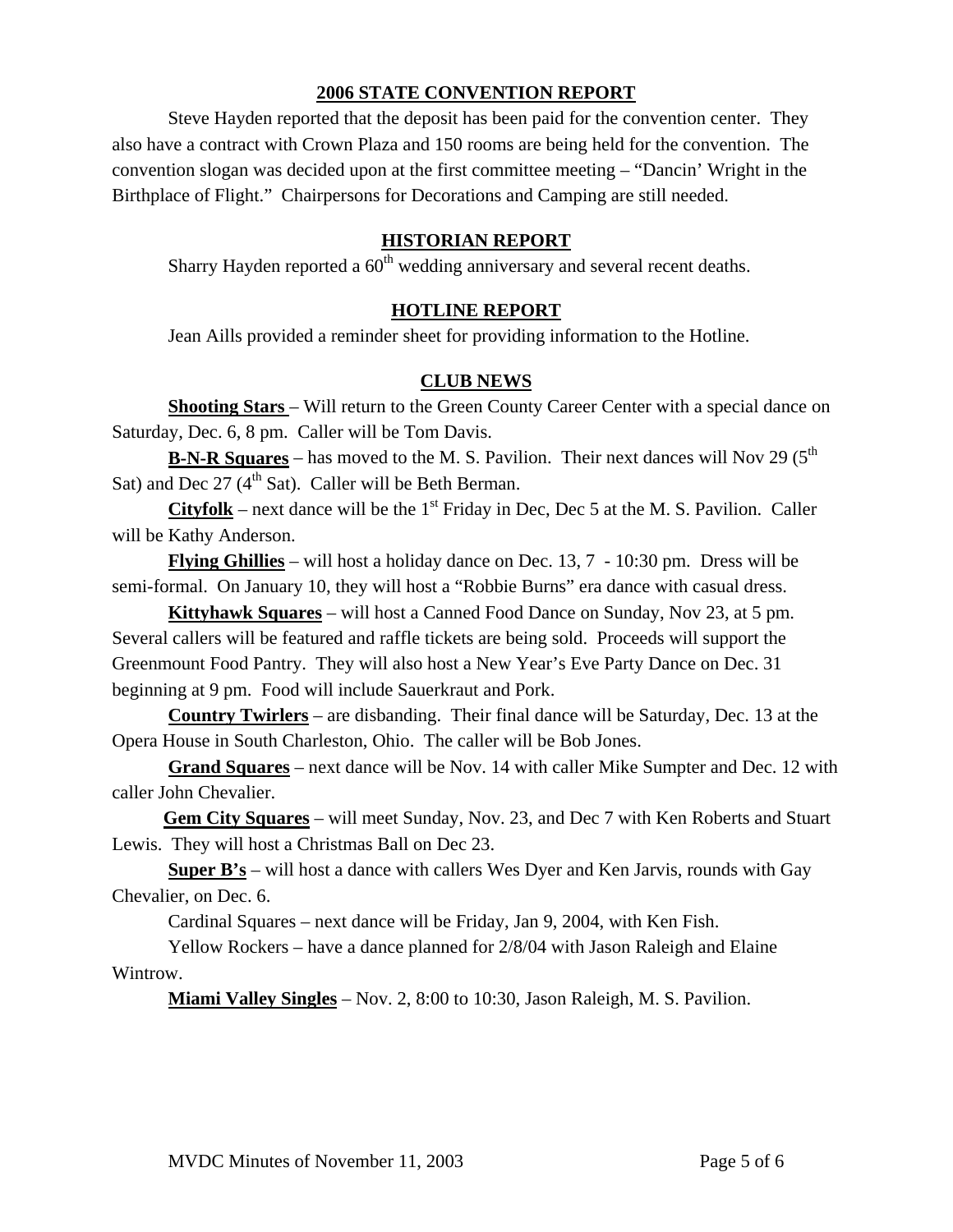## 2006 STATE CONVENTION REPORT

Steve Hayden reported that the deposit has been paid for the convention center. They also have a contract with Crown Plaza and 150 rooms are being held for the convention. The convention slogan was decided upon at the first committee meeting – "Dancin' Wright in the Birthplace of Flight." Chairpersons for Decorations and Camping are still needed.

## HISTORIAN REPORT

Sharry Hayden reported a 60th wedding anniversary and several recent deaths.

## HOTLINE REPORT

Jean Aills provided a reminder sheet for providing information to the Hotline.

## CLUB NEWS

**Shooting Stars** – Will return to the Green County Career Center with a special dance on Saturday, Dec. 6, 8 pm. Caller will be Tom Davis.

**B-N-R Squares** – has moved to the M. S. Pavilion. Their next dances will Nov 29 (5th Sat) and Dec 27 (4th Sat). Caller will be Beth Berman.

**Cityfolk** – next dance will be the 1st Friday in Dec, Dec 5 at the M. S. Pavilion. Caller will be Kathy Anderson.

**Flying Ghillies** – will host a holiday dance on Dec. 13, 7 - 10:30 pm. Dress will be semi-formal. On January 10, they will host a "Robbie Burns" era dance with casual dress.

**Kittyhawk Squares** – will host a Canned Food Dance on Sunday, Nov 23, at 5 pm. Several callers will be featured and raffle tickets are being sold. Proceeds will support the Greenmount Food Pantry. They will also host a New Year's Eve Party Dance on Dec. 31 beginning at 9 pm. Food will include Sauerkraut and Pork.

**Country Twirlers** – are disbanding. Their final dance will be Saturday, Dec. 13 at the Opera House in South Charleston, Ohio. The caller will be Bob Jones.

**Grand Squares** – next dance will be Nov. 14 with caller Mike Sumpter and Dec. 12 with caller John Chevalier.

**Gem City Squares** – will meet Sunday, Nov. 23, and Dec 7 with Ken Roberts and Stuart Lewis. They will host a Christmas Ball on Dec 23.

**Super B's** – will host a dance with callers Wes Dyer and Ken Jarvis, rounds with Gay Chevalier, on Dec. 6.

Cardinal Squares – next dance will be Friday, Jan 9, 2004, with Ken Fish.

Yellow Rockers – have a dance planned for 2/8/04 with Jason Raleigh and Elaine Wintrow.

**Miami Valley Singles** – Nov. 2, 8:00 to 10:30, Jason Raleigh, M. S. Pavilion.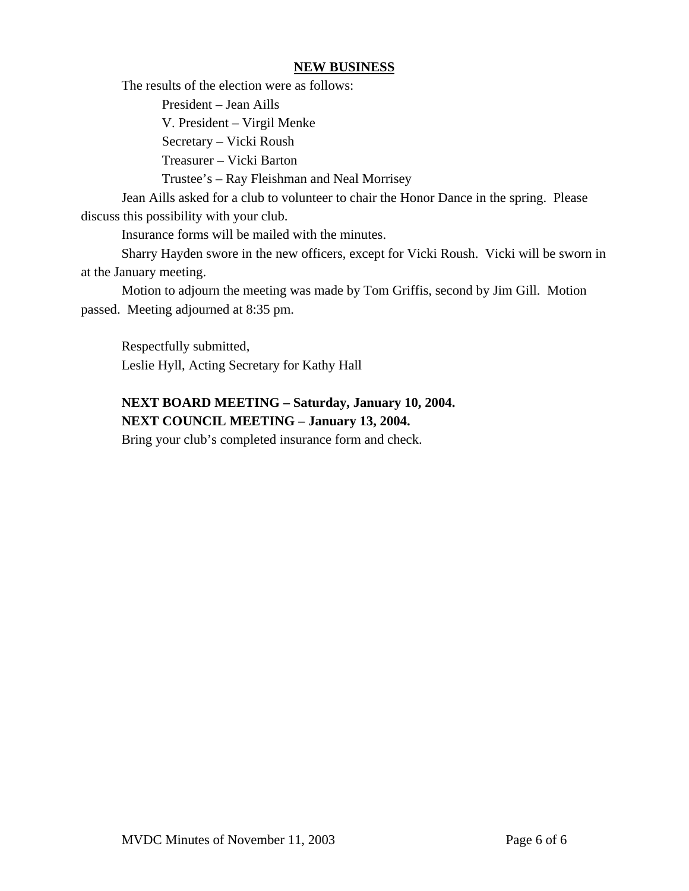## NEW BUSINESS

The results of the election were as follows:

President – Jean Aills

V. President – Virgil Menke

Secretary – Vicki Roush

Treasurer – Vicki Barton

Trustee's – Ray Fleishman and Neal Morrisey

Jean Aills asked for a club to volunteer to chair the Honor Dance in the spring. Please discuss this possibility with your club.

Insurance forms will be mailed with the minutes.

Sharry Hayden swore in the new officers, except for Vicki Roush. Vicki will be sworn in at the January meeting.

Motion to adjourn the meeting was made by Tom Griffis, second by Jim Gill. Motion passed. Meeting adjourned at 8:35 pm.

Respectfully submitted,
Leslie Hyll, Acting Secretary for Kathy Hall

**NEXT BOARD MEETING – Saturday, January 10, 2004.**
**NEXT COUNCIL MEETING – January 13, 2004.**
Bring your club's completed insurance form and check.